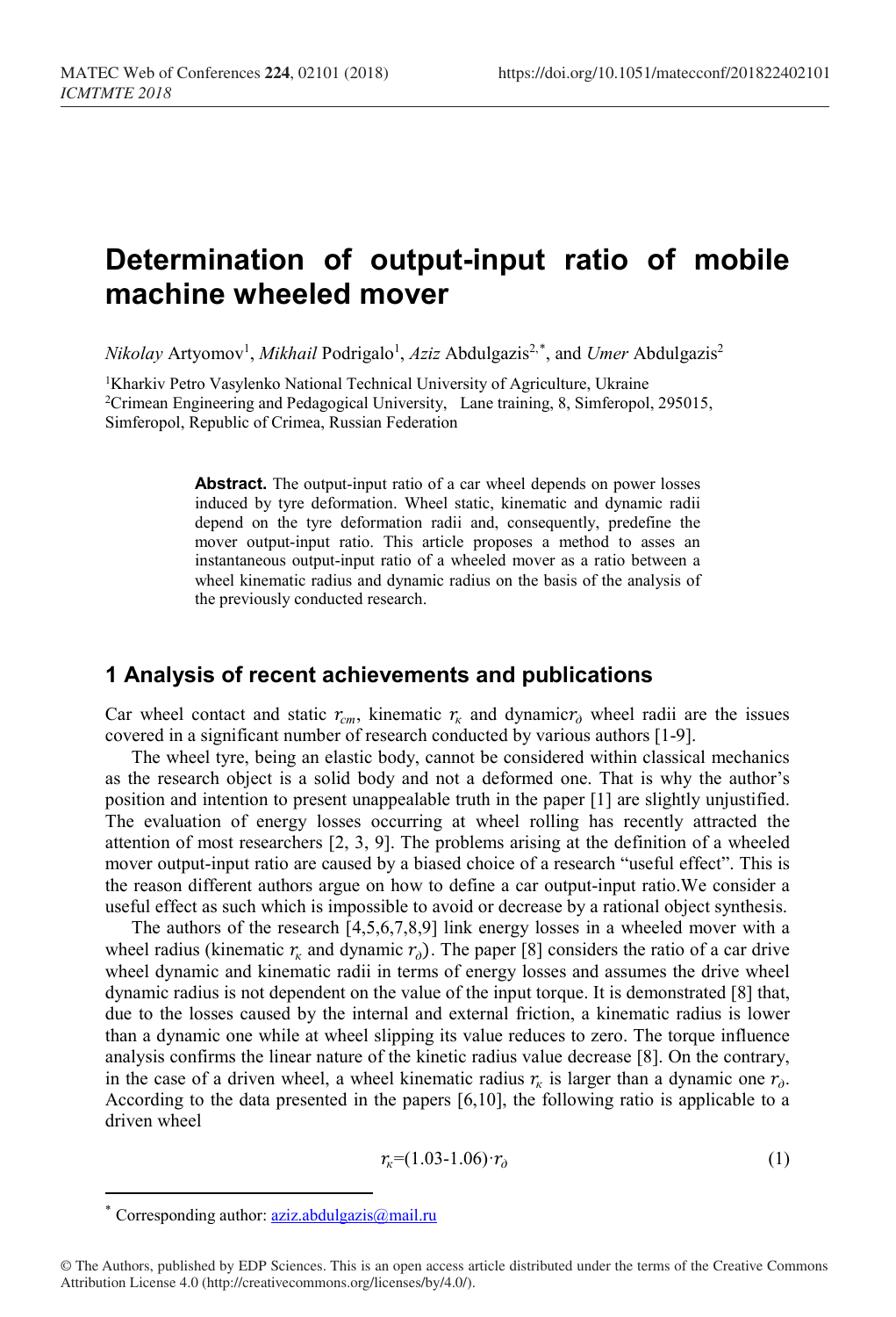# Determination of output-input ratio of mobile machine wheeled mover

*Nikolay* Artyomov[1], *Mikhail* Podrigalo[1], *Aziz* Abdulgazis[2,*], and *Umer* Abdulgazis[2]

[1]Kharkiv Petro Vasylenko National Technical University of Agriculture, Ukraine
[2]Crimean Engineering and Pedagogical University, Lane training, 8, Simferopol, 295015, Simferopol, Republic of Crimea, Russian Federation

**Abstract.** The output-input ratio of a car wheel depends on power losses induced by tyre deformation. Wheel static, kinematic and dynamic radii depend on the tyre deformation radii and, consequently, predefine the mover output-input ratio. This article proposes a method to asses an instantaneous output-input ratio of a wheeled mover as a ratio between a wheel kinematic radius and dynamic radius on the basis of the analysis of the previously conducted research.

## 1 Analysis of recent achievements and publications

Car wheel contact and static $r_{cm}$, kinematic $r_{\kappa}$ and dynamic$r_{\partial}$ wheel radii are the issues covered in a significant number of research conducted by various authors [1-9].

The wheel tyre, being an elastic body, cannot be considered within classical mechanics as the research object is a solid body and not a deformed one. That is why the author's position and intention to present unappealable truth in the paper [1] are slightly unjustified. The evaluation of energy losses occurring at wheel rolling has recently attracted the attention of most researchers [2, 3, 9]. The problems arising at the definition of a wheeled mover output-input ratio are caused by a biased choice of a research "useful effect". This is the reason different authors argue on how to define a car output-input ratio.We consider a useful effect as such which is impossible to avoid or decrease by a rational object synthesis.

The authors of the research [4,5,6,7,8,9] link energy losses in a wheeled mover with a wheel radius (kinematic $r_{\kappa}$ and dynamic $r_{\partial}$). The paper [8] considers the ratio of a car drive wheel dynamic and kinematic radii in terms of energy losses and assumes the drive wheel dynamic radius is not dependent on the value of the input torque. It is demonstrated [8] that, due to the losses caused by the internal and external friction, a kinematic radius is lower than a dynamic one while at wheel slipping its value reduces to zero. The torque influence analysis confirms the linear nature of the kinetic radius value decrease [8]. On the contrary, in the case of a driven wheel, a wheel kinematic radius $r_{\kappa}$ is larger than a dynamic one $r_{\partial}$. According to the data presented in the papers [6,10], the following ratio is applicable to a driven wheel

$$r_{\kappa}=(1.03\text{-}1.06)\cdot r_{\partial} \tag{1}$$

[*] Corresponding author: aziz.abdulgazis@mail.ru

© The Authors, published by EDP Sciences. This is an open access article distributed under the terms of the Creative Commons Attribution License 4.0 (http://creativecommons.org/licenses/by/4.0/).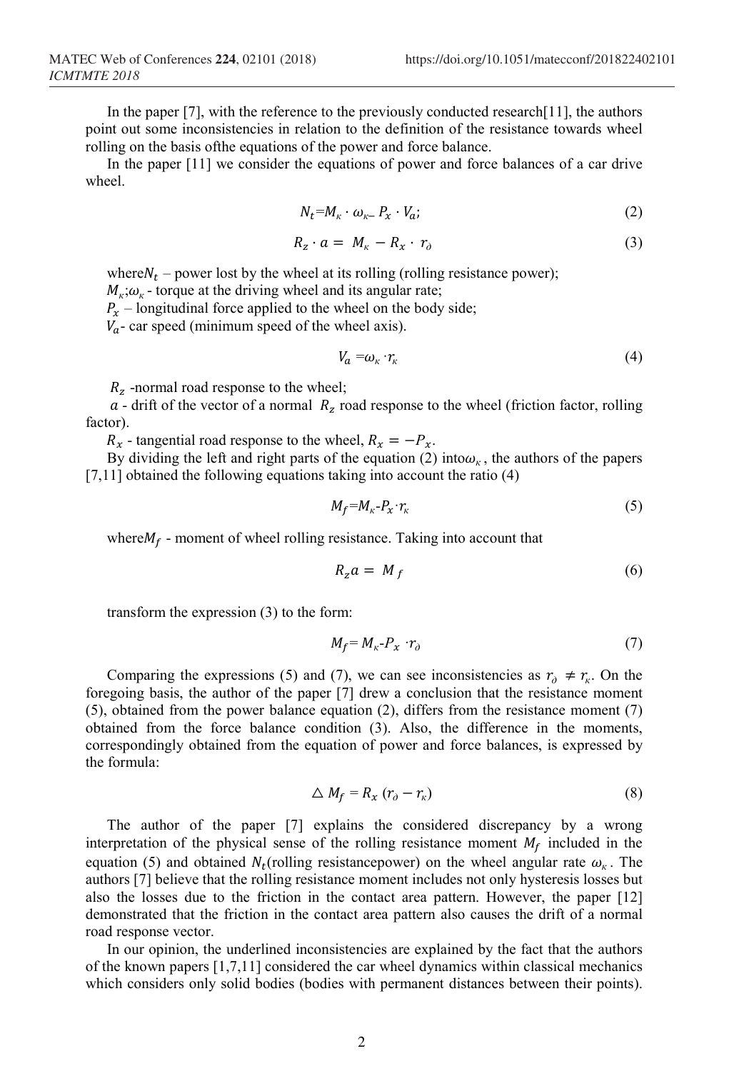In the paper [7], with the reference to the previously conducted research[11], the authors point out some inconsistencies in relation to the definition of the resistance towards wheel rolling on the basis ofthe equations of the power and force balance.

In the paper [11] we consider the equations of power and force balances of a car drive wheel.

$$N_t = M_к \cdot \omega_к - P_x \cdot V_a; \tag{2}$$

$$R_z \cdot a = M_к - R_x \cdot r_д \tag{3}$$

where$N_t$ – power lost by the wheel at its rolling (rolling resistance power);

$M_к$;$\omega_к$ - torque at the driving wheel and its angular rate;

$P_x$ – longitudinal force applied to the wheel on the body side;

$V_a$- car speed (minimum speed of the wheel axis).

$$V_a = \omega_к \cdot r_к \tag{4}$$

$R_z$ -normal road response to the wheel;

$a$ - drift of the vector of a normal $R_z$ road response to the wheel (friction factor, rolling factor).

$R_x$ - tangential road response to the wheel, $R_x = -P_x$.

By dividing the left and right parts of the equation (2) into$\omega_к$, the authors of the papers [7,11] obtained the following equations taking into account the ratio (4)

$$M_f = M_к - P_x \cdot r_к \tag{5}$$

where$M_f$ - moment of wheel rolling resistance. Taking into account that

$$R_z a = M_f \tag{6}$$

transform the expression (3) to the form:

$$M_f = M_к - P_x \cdot r_д \tag{7}$$

Comparing the expressions (5) and (7), we can see inconsistencies as $r_д \neq r_к$. On the foregoing basis, the author of the paper [7] drew a conclusion that the resistance moment (5), obtained from the power balance equation (2), differs from the resistance moment (7) obtained from the force balance condition (3). Also, the difference in the moments, correspondingly obtained from the equation of power and force balances, is expressed by the formula:

$$\triangle M_f = R_x (r_д - r_к) \tag{8}$$

The author of the paper [7] explains the considered discrepancy by a wrong interpretation of the physical sense of the rolling resistance moment $M_f$ included in the equation (5) and obtained $N_t$(rolling resistancepower) on the wheel angular rate $\omega_к$. The authors [7] believe that the rolling resistance moment includes not only hysteresis losses but also the losses due to the friction in the contact area pattern. However, the paper [12] demonstrated that the friction in the contact area pattern also causes the drift of a normal road response vector.

In our opinion, the underlined inconsistencies are explained by the fact that the authors of the known papers [1,7,11] considered the car wheel dynamics within classical mechanics which considers only solid bodies (bodies with permanent distances between their points).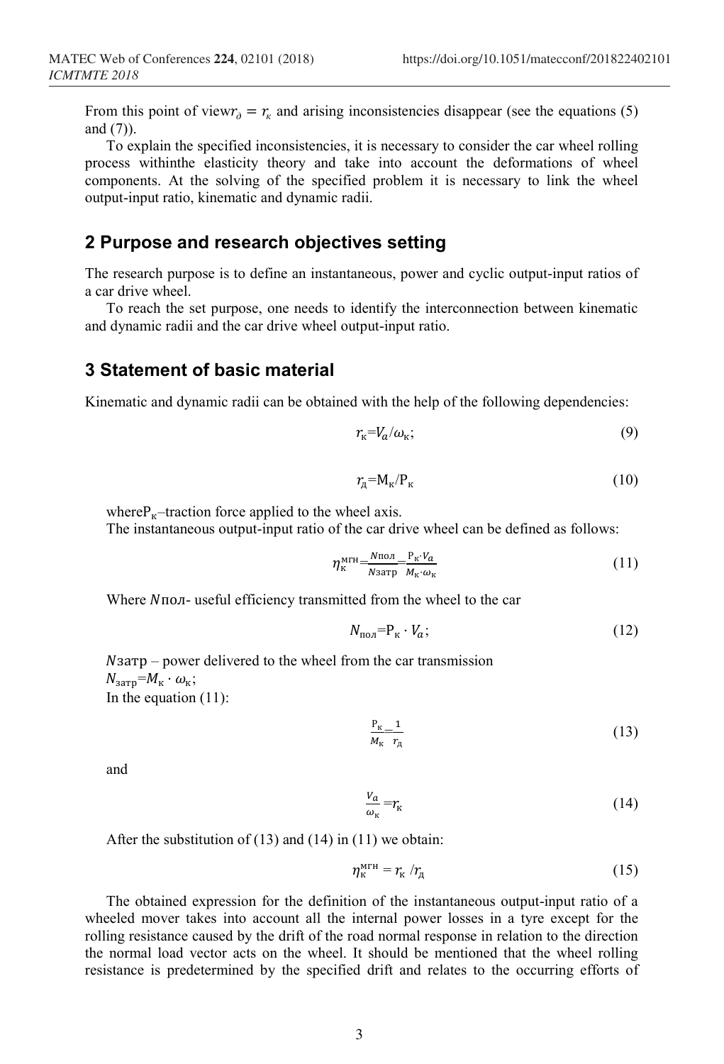From this point of view $r_\partial = r_к$ and arising inconsistencies disappear (see the equations (5) and (7)).

To explain the specified inconsistencies, it is necessary to consider the car wheel rolling process withinthe elasticity theory and take into account the deformations of wheel components. At the solving of the specified problem it is necessary to link the wheel output-input ratio, kinematic and dynamic radii.

## 2 Purpose and research objectives setting

The research purpose is to define an instantaneous, power and cyclic output-input ratios of a car drive wheel.

To reach the set purpose, one needs to identify the interconnection between kinematic and dynamic radii and the car drive wheel output-input ratio.

## 3 Statement of basic material

Kinematic and dynamic radii can be obtained with the help of the following dependencies:

$$r_к = V_a/\omega_к; \tag{9}$$

$$r_д = M_к/P_к \tag{10}$$

where $P_к$ – traction force applied to the wheel axis.

The instantaneous output-input ratio of the car drive wheel can be defined as follows:

$$\eta_к^{мгн} = \frac{N_{пол}}{N_{затр}} = \frac{P_к \cdot V_a}{M_к \cdot \omega_к} \tag{11}$$

Where $N_{пол}$ - useful efficiency transmitted from the wheel to the car

$$N_{пол} = P_к \cdot V_a; \tag{12}$$

$N_{затр}$ – power delivered to the wheel from the car transmission

$N_{затр} = M_к \cdot \omega_к;$

In the equation (11):

$$\frac{P_к}{M_к} = \frac{1}{r_д} \tag{13}$$

and

$$\frac{V_a}{\omega_к} = r_к \tag{14}$$

After the substitution of (13) and (14) in (11) we obtain:

$$\eta_к^{мгн} = r_к / r_д \tag{15}$$

The obtained expression for the definition of the instantaneous output-input ratio of a wheeled mover takes into account all the internal power losses in a tyre except for the rolling resistance caused by the drift of the road normal response in relation to the direction the normal load vector acts on the wheel. It should be mentioned that the wheel rolling resistance is predetermined by the specified drift and relates to the occurring efforts of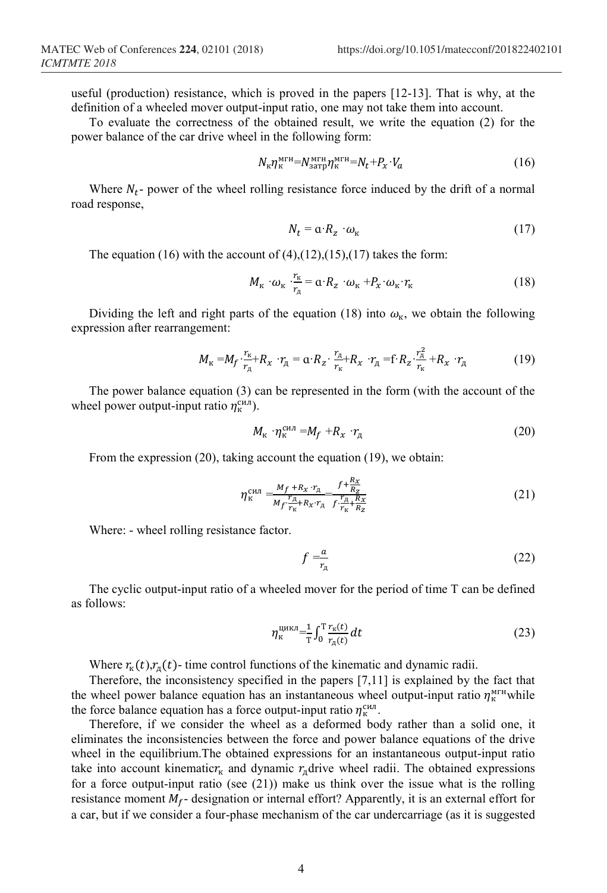useful (production) resistance, which is proved in the papers [12-13]. That is why, at the definition of a wheeled mover output-input ratio, one may not take them into account.

To evaluate the correctness of the obtained result, we write the equation (2) for the power balance of the car drive wheel in the following form:

$$N_{к}\eta_{к}^{мгн}=N_{затр}^{мгн}\eta_{к}^{мгн}=N_{t}+P_{x}\cdot V_{a} \tag{16}$$

Where $N_t$- power of the wheel rolling resistance force induced by the drift of a normal road response,

$$N_{t} = a\cdot R_{z}\cdot\omega_{к} \tag{17}$$

The equation (16) with the account of (4),(12),(15),(17) takes the form:

$$M_{к}\cdot\omega_{к}\cdot\frac{r_{к}}{r_{д}} = a\cdot R_{z}\cdot\omega_{к} + P_{x}\cdot\omega_{к}\cdot r_{к} \tag{18}$$

Dividing the left and right parts of the equation (18) into $\omega_{к}$, we obtain the following expression after rearrangement:

$$M_{к} = M_{f}\cdot\frac{r_{к}}{r_{д}} + R_{x}\cdot r_{д} = a\cdot R_{z}\cdot\frac{r_{д}}{r_{к}} + R_{x}\cdot r_{д} = f\cdot R_{z}\cdot\frac{r_{д}^{2}}{r_{к}} + R_{x}\cdot r_{д} \tag{19}$$

The power balance equation (3) can be represented in the form (with the account of the wheel power output-input ratio $\eta_{к}^{сил}$).

$$M_{к}\cdot\eta_{к}^{сил} = M_{f} + R_{x}\cdot r_{д} \tag{20}$$

From the expression (20), taking account the equation (19), we obtain:

$$\eta_{к}^{сил} = \frac{M_{f} + R_{x}\cdot r_{д}}{M_{f}\cdot\frac{r_{д}}{r_{к}} + R_{x}\cdot r_{д}} = \frac{f + \frac{R_{x}}{R_{z}}}{f\cdot\frac{r_{д}}{r_{к}} + \frac{R_{x}}{R_{z}}} \tag{21}$$

Where: - wheel rolling resistance factor.

$$f = \frac{a}{r_{д}} \tag{22}$$

The cyclic output-input ratio of a wheeled mover for the period of time T can be defined as follows:

$$\eta_{к}^{цикл} = \frac{1}{T}\int_{0}^{T}\frac{r_{к}(t)}{r_{д}(t)}dt \tag{23}$$

Where $r_{к}(t)$,$r_{д}(t)$- time control functions of the kinematic and dynamic radii.

Therefore, the inconsistency specified in the papers [7,11] is explained by the fact that the wheel power balance equation has an instantaneous wheel output-input ratio $\eta_{к}^{мгн}$ while the force balance equation has a force output-input ratio $\eta_{к}^{сил}$.

Therefore, if we consider the wheel as a deformed body rather than a solid one, it eliminates the inconsistencies between the force and power balance equations of the drive wheel in the equilibrium.The obtained expressions for an instantaneous output-input ratio take into account kinematic $r_{к}$ and dynamic $r_{д}$ drive wheel radii. The obtained expressions for a force output-input ratio (see (21)) make us think over the issue what is the rolling resistance moment $M_f$- designation or internal effort? Apparently, it is an external effort for a car, but if we consider a four-phase mechanism of the car undercarriage (as it is suggested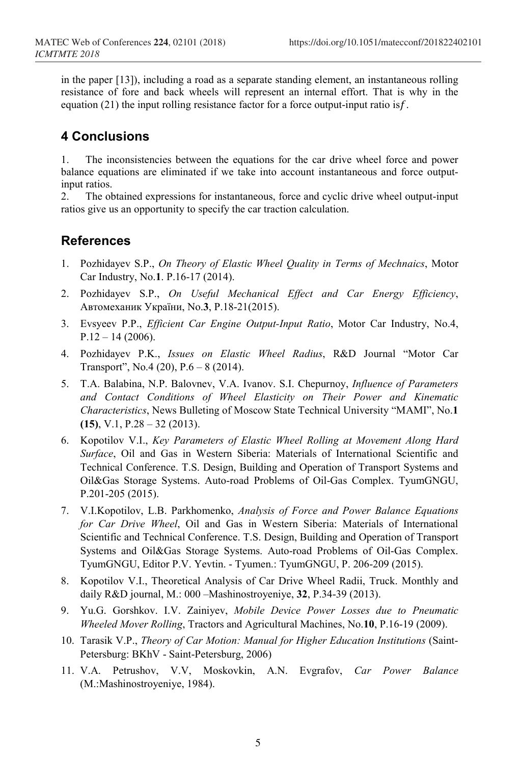in the paper [13]), including a road as a separate standing element, an instantaneous rolling resistance of fore and back wheels will represent an internal effort. That is why in the equation (21) the input rolling resistance factor for a force output-input ratio is$f$.

## 4 Conclusions

1. The inconsistencies between the equations for the car drive wheel force and power balance equations are eliminated if we take into account instantaneous and force output-input ratios.
2. The obtained expressions for instantaneous, force and cyclic drive wheel output-input ratios give us an opportunity to specify the car traction calculation.

## References

1. Pozhidayev S.P., *On Theory of Elastic Wheel Quality in Terms of Mechnaics*, Motor Car Industry, No.**1**. P.16-17 (2014).
2. Pozhidayev S.P., *On Useful Mechanical Effect and Car Energy Efficiency*, Автомеханик України, No.**3**, P.18-21(2015).
3. Evsyeev P.P., *Efficient Car Engine Output-Input Ratio*, Motor Car Industry, No.4, P.12 – 14 (2006).
4. Pozhidayev P.K., *Issues on Elastic Wheel Radius*, R&D Journal "Motor Car Transport", No.4 (20), P.6 – 8 (2014).
5. T.A. Balabina, N.P. Balovnev, V.A. Ivanov. S.I. Chepurnoy, *Influence of Parameters and Contact Conditions of Wheel Elasticity on Their Power and Kinematic Characteristics*, News Bulleting of Moscow State Technical University "MAMI", No.**1 (15)**, V.1, P.28 – 32 (2013).
6. Kopotilov V.I., *Key Parameters of Elastic Wheel Rolling at Movement Along Hard Surface*, Oil and Gas in Western Siberia: Materials of International Scientific and Technical Conference. T.S. Design, Building and Operation of Transport Systems and Oil&Gas Storage Systems. Auto-road Problems of Oil-Gas Complex. TyumGNGU, P.201-205 (2015).
7. V.I.Kopotilov, L.B. Parkhomenko, *Analysis of Force and Power Balance Equations for Car Drive Wheel*, Oil and Gas in Western Siberia: Materials of International Scientific and Technical Conference. T.S. Design, Building and Operation of Transport Systems and Oil&Gas Storage Systems. Auto-road Problems of Oil-Gas Complex. TyumGNGU, Editor P.V. Yevtin. - Tyumen.: TyumGNGU, P. 206-209 (2015).
8. Kopotilov V.I., Theoretical Analysis of Car Drive Wheel Radii, Truck. Monthly and daily R&D journal, M.: 000 –Mashinostroyeniye, **32**, P.34-39 (2013).
9. Yu.G. Gorshkov. I.V. Zainiyev, *Mobile Device Power Losses due to Pneumatic Wheeled Mover Rolling*, Tractors and Agricultural Machines, No.**10**, P.16-19 (2009).
10. Tarasik V.P., *Theory of Car Motion: Manual for Higher Education Institutions* (Saint-Petersburg: BKhV - Saint-Petersburg, 2006)
11. V.A. Petrushov, V.V, Moskovkin, A.N. Evgrafov, *Car Power Balance* (M.:Mashinostroyeniye, 1984).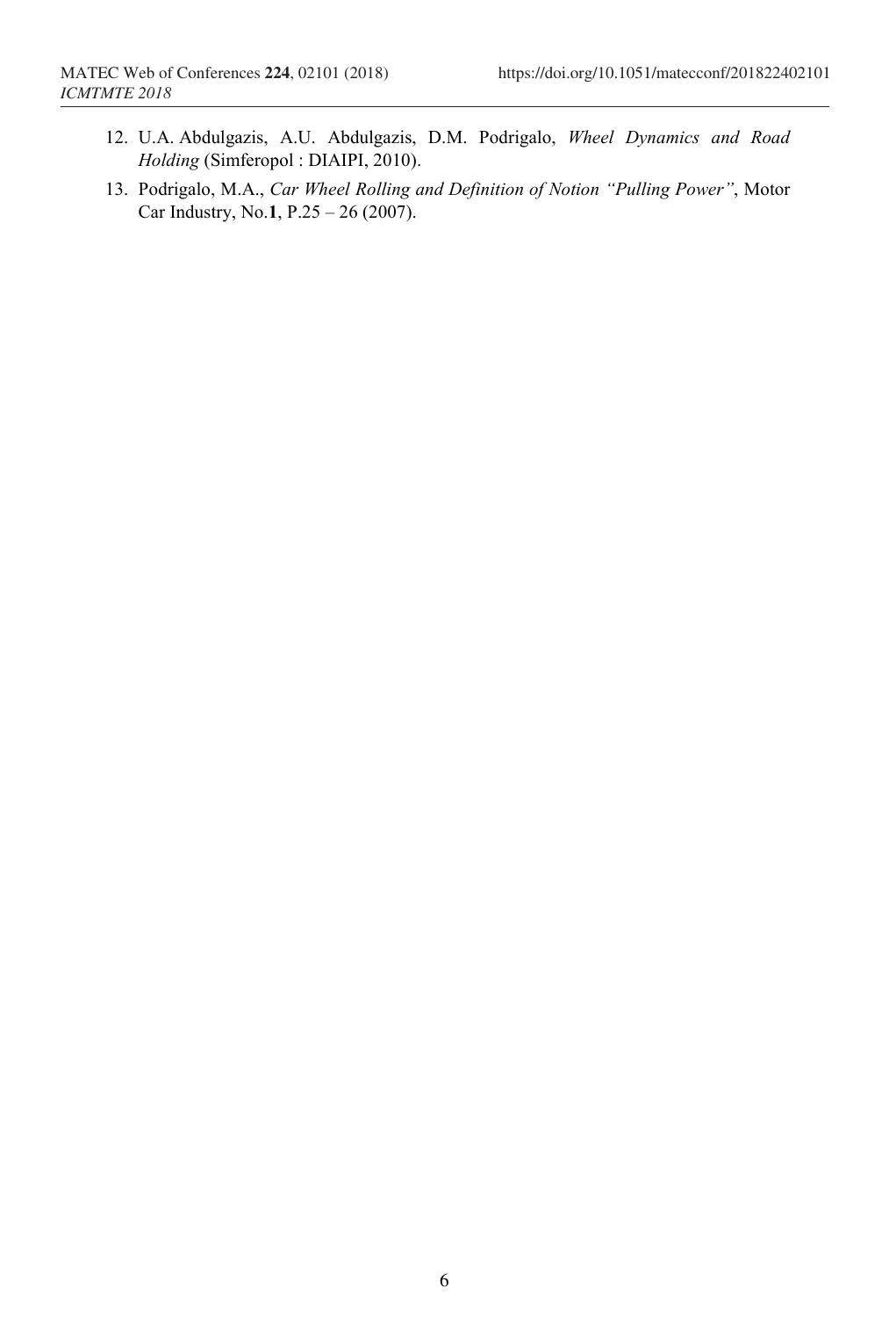12. U.A. Abdulgazis, A.U. Abdulgazis, D.M. Podrigalo, *Wheel Dynamics and Road Holding* (Simferopol : DIAIPI, 2010).
13. Podrigalo, M.A., *Car Wheel Rolling and Definition of Notion "Pulling Power"*, Motor Car Industry, No.**1**, P.25 – 26 (2007).